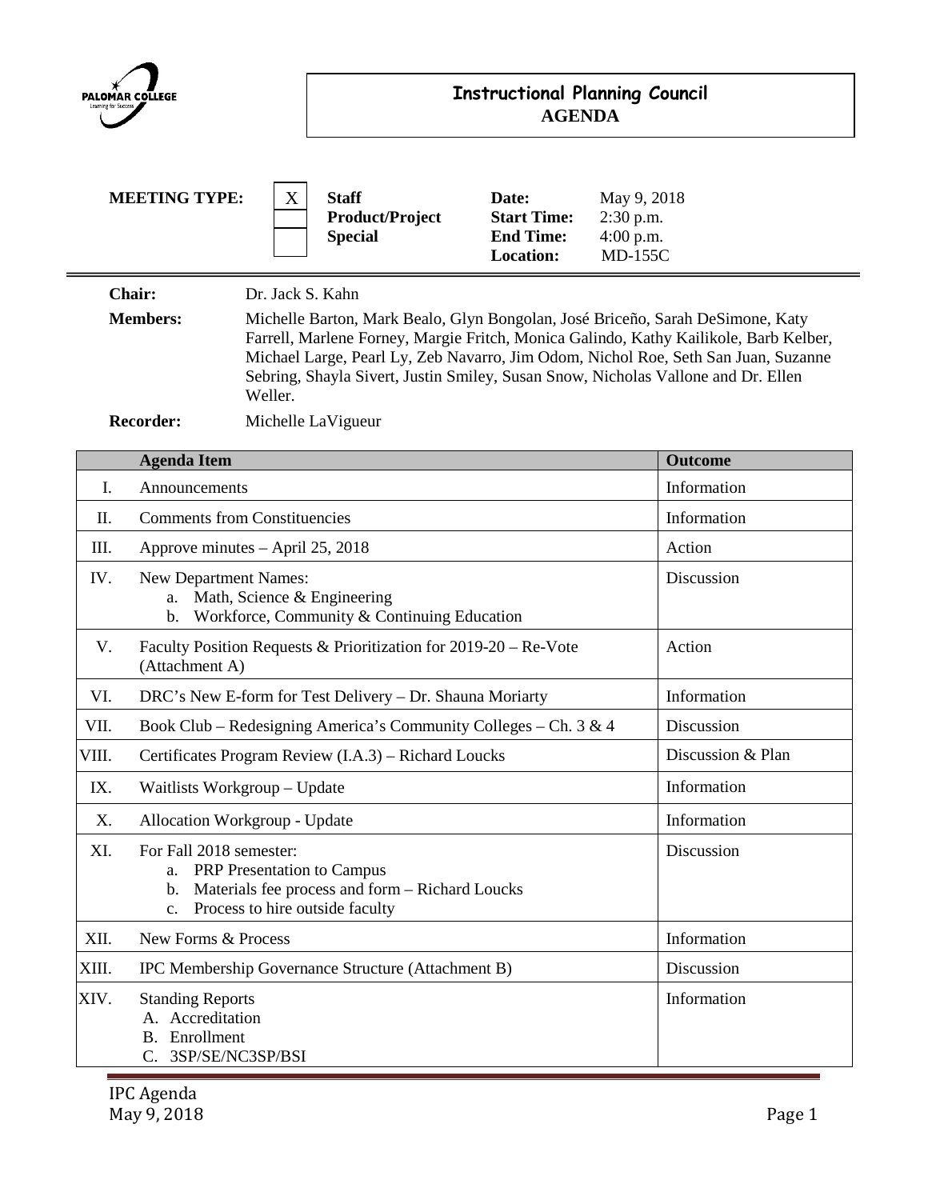# Instructional Planning Council
## AGENDA

**MEETING TYPE:**

| | | | |
|---|---|---|---|
| X | **Staff** | **Date:** | May 9, 2018 |
| | **Product/Project** | **Start Time:** | 2:30 p.m. |
| | **Special** | **End Time:** | 4:00 p.m. |
| | | **Location:** | MD-155C |

**Chair:** Dr. Jack S. Kahn

**Members:** Michelle Barton, Mark Bealo, Glyn Bongolan, José Briceño, Sarah DeSimone, Katy Farrell, Marlene Forney, Margie Fritch, Monica Galindo, Kathy Kailikole, Barb Kelber, Michael Large, Pearl Ly, Zeb Navarro, Jim Odom, Nichol Roe, Seth San Juan, Suzanne Sebring, Shayla Sivert, Justin Smiley, Susan Snow, Nicholas Vallone and Dr. Ellen Weller.

**Recorder:** Michelle LaVigueur

| | Agenda Item | Outcome |
|---|---|---|
| I. | Announcements | Information |
| II. | Comments from Constituencies | Information |
| III. | Approve minutes – April 25, 2018 | Action |
| IV. | New Department Names:<br>a. Math, Science & Engineering<br>b. Workforce, Community & Continuing Education | Discussion |
| V. | Faculty Position Requests & Prioritization for 2019-20 – Re-Vote (Attachment A) | Action |
| VI. | DRC's New E-form for Test Delivery – Dr. Shauna Moriarty | Information |
| VII. | Book Club – Redesigning America's Community Colleges – Ch. 3 & 4 | Discussion |
| VIII. | Certificates Program Review (I.A.3) – Richard Loucks | Discussion & Plan |
| IX. | Waitlists Workgroup – Update | Information |
| X. | Allocation Workgroup - Update | Information |
| XI. | For Fall 2018 semester:<br>a. PRP Presentation to Campus<br>b. Materials fee process and form – Richard Loucks<br>c. Process to hire outside faculty | Discussion |
| XII. | New Forms & Process | Information |
| XIII. | IPC Membership Governance Structure (Attachment B) | Discussion |
| XIV. | Standing Reports<br>A. Accreditation<br>B. Enrollment<br>C. 3SP/SE/NC3SP/BSI | Information |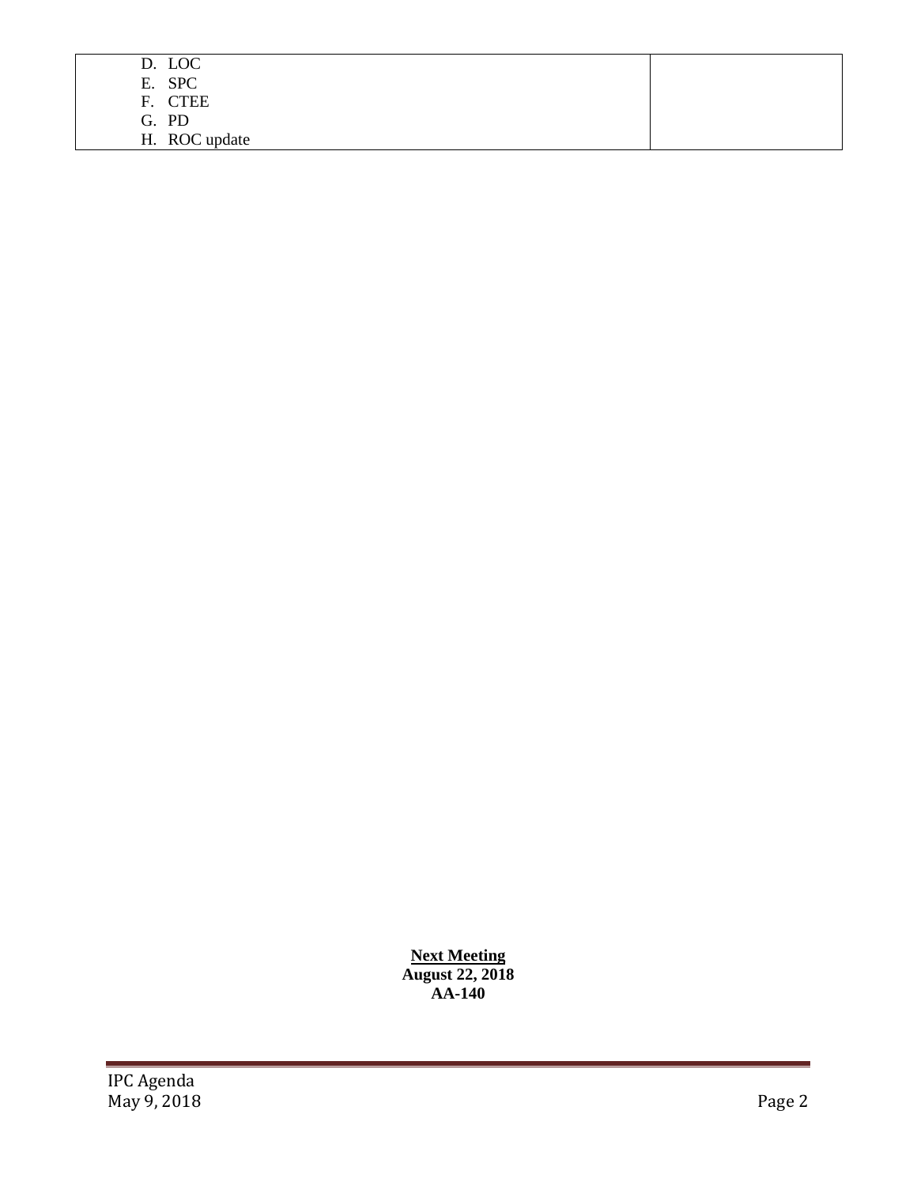| | |
|---|---|
| D. LOC<br>E. SPC<br>F. CTEE<br>G. PD<br>H. ROC update | |

**Next Meeting**
**August 22, 2018**
**AA-140**